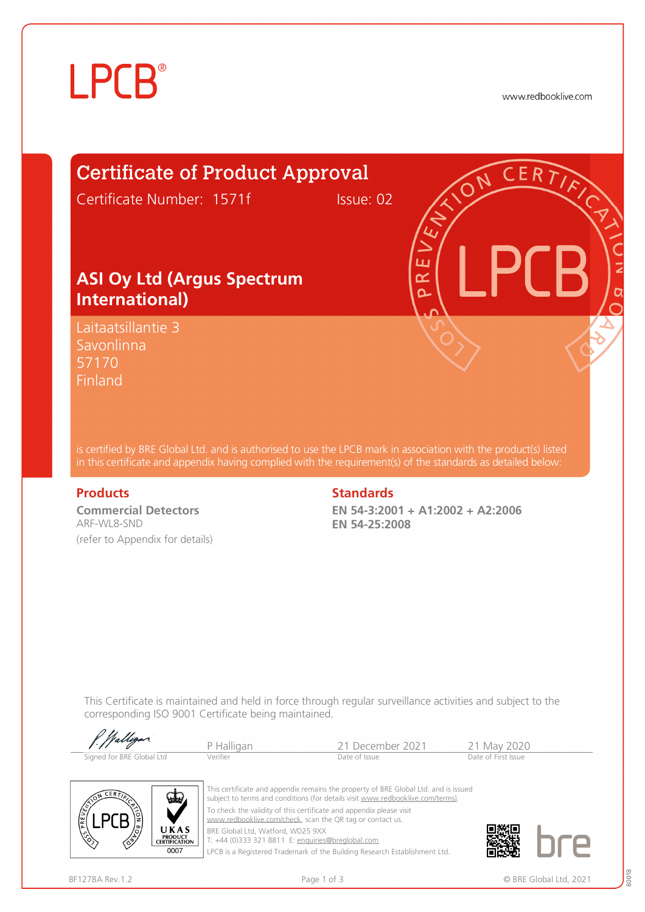# LPCB®

www.redbooklive.com

## Certificate of Product Approval

Certificate Number: 1571f Issue: 02

## ASI Oy Ltd (Argus Spectrum International)

Laitaatsillantie 3
Savonlinna
57170
Finland

is certified by BRE Global Ltd. and is authorised to use the LPCB mark in association with the product(s) listed in this certificate and appendix having complied with the requirement(s) of the standards as detailed below:

### Products

**Commercial Detectors**
ARF-WL8-SND
(refer to Appendix for details)

### Standards

**EN 54-3:2001 + A1:2002 + A2:2006**
**EN 54-25:2008**

This Certificate is maintained and held in force through regular surveillance activities and subject to the corresponding ISO 9001 Certificate being maintained.

| Signed for BRE Global Ltd | P Halligan | 21 December 2021 | 21 May 2020 |
|---|---|---|---|
| | Verifier | Date of Issue | Date of First Issue |

This certificate and appendix remains the property of BRE Global Ltd. and is issued subject to terms and conditions (for details visit www.redbooklive.com/terms).

To check the validity of this certificate and appendix please visit www.redbooklive.com/check, scan the QR tag or contact us.

BRE Global Ltd, Watford, WD25 9XX
T: +44 (0)333 321 8811 E: enquiries@breglobal.com

LPCB is a Registered Trademark of the Building Research Establishment Ltd.

UKAS PRODUCT CERTIFICATION 0007

BF1278A Rev.1.2

© BRE Global Ltd, 2021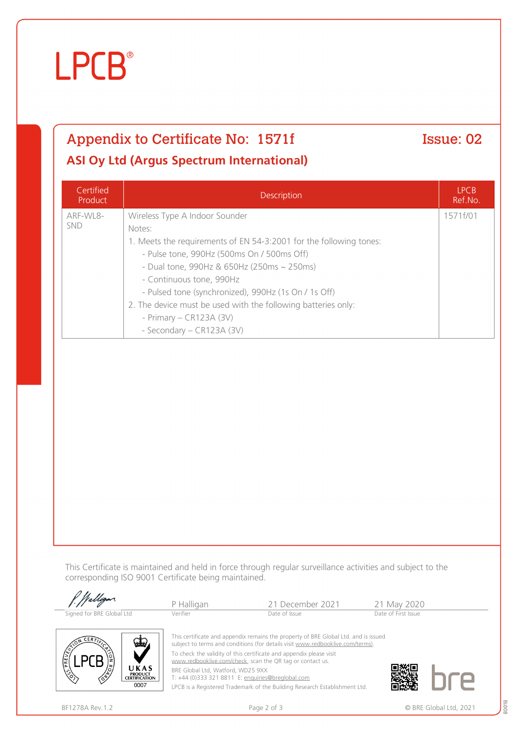LPCB®

## Appendix to Certificate No: 1571f

**Issue: 02**

### ASI Oy Ltd (Argus Spectrum International)

| Certified Product | Description | LPCB Ref.No. |
|---|---|---|
| ARF-WL8-SND | Wireless Type A Indoor Sounder<br>Notes:<br>1. Meets the requirements of EN 54-3:2001 for the following tones:<br>- Pulse tone, 990Hz (500ms On / 500ms Off)<br>- Dual tone, 990Hz & 650Hz (250ms ~ 250ms)<br>- Continuous tone, 990Hz<br>- Pulsed tone (synchronized), 990Hz (1s On / 1s Off)<br>2. The device must be used with the following batteries only:<br>- Primary – CR123A (3V)<br>- Secondary – CR123A (3V) | 1571f/01 |

This Certificate is maintained and held in force through regular surveillance activities and subject to the corresponding ISO 9001 Certificate being maintained.

| Signed for BRE Global Ltd | P Halligan<br>Verifier | 21 December 2021<br>Date of Issue | 21 May 2020<br>Date of First Issue |
|---|---|---|---|

This certificate and appendix remains the property of BRE Global Ltd. and is issued subject to terms and conditions (for details visit www.redbooklive.com/terms).

To check the validity of this certificate and appendix please visit www.redbooklive.com/check, scan the QR tag or contact us.

BRE Global Ltd, Watford, WD25 9XX
T: +44 (0)333 321 8811 E: enquiries@breglobal.com

LPCB is a Registered Trademark of the Building Research Establishment Ltd.

UKAS PRODUCT CERTIFICATION 0007

BF1278A Rev.1.2

© BRE Global Ltd, 2021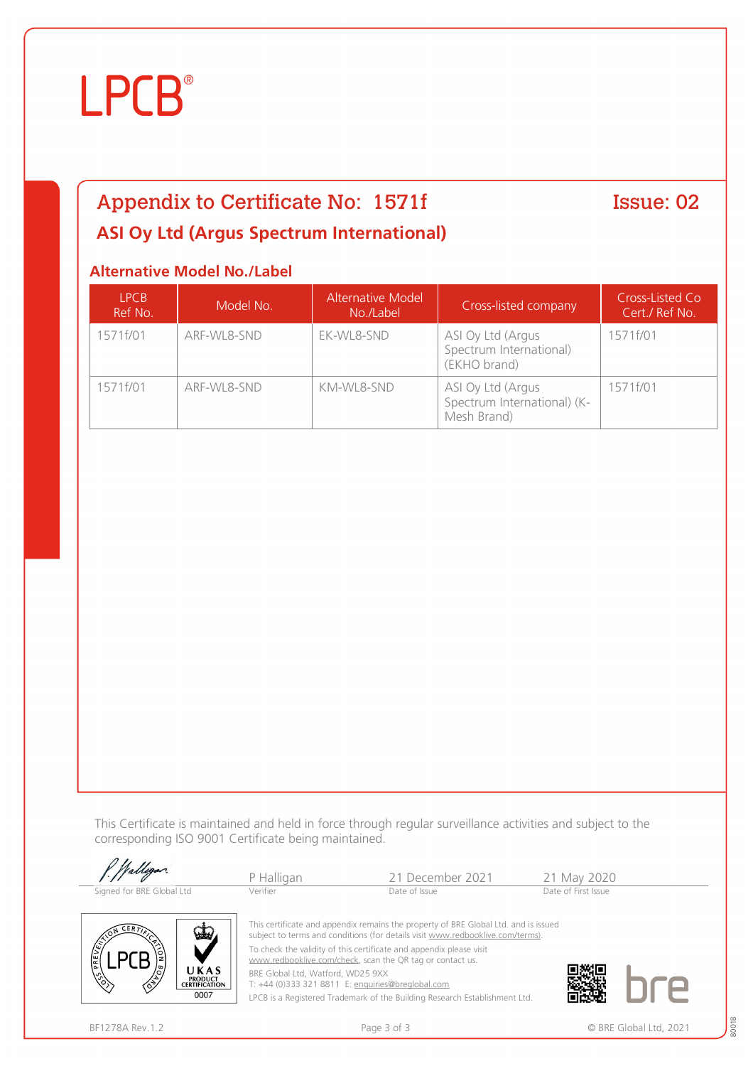LPCB®

# Appendix to Certificate No: 1571f

Issue: 02

## ASI Oy Ltd (Argus Spectrum International)

### Alternative Model No./Label

| LPCB Ref No. | Model No. | Alternative Model No./Label | Cross-listed company | Cross-Listed Co Cert./ Ref No. |
|---|---|---|---|---|
| 1571f/01 | ARF-WL8-SND | EK-WL8-SND | ASI Oy Ltd (Argus Spectrum International) (EKHO brand) | 1571f/01 |
| 1571f/01 | ARF-WL8-SND | KM-WL8-SND | ASI Oy Ltd (Argus Spectrum International) (K-Mesh Brand) | 1571f/01 |

This Certificate is maintained and held in force through regular surveillance activities and subject to the corresponding ISO 9001 Certificate being maintained.

| Signed for BRE Global Ltd | Verifier | Date of Issue | Date of First Issue |
|---|---|---|---|
| | P Halligan | 21 December 2021 | 21 May 2020 |

This certificate and appendix remains the property of BRE Global Ltd. and is issued subject to terms and conditions (for details visit www.redbooklive.com/terms).

To check the validity of this certificate and appendix please visit www.redbooklive.com/check, scan the QR tag or contact us.

BRE Global Ltd, Watford, WD25 9XX
T: +44 (0)333 321 8811 E: enquiries@breglobal.com

LPCB is a Registered Trademark of the Building Research Establishment Ltd.

BF1278A Rev.1.2

© BRE Global Ltd, 2021